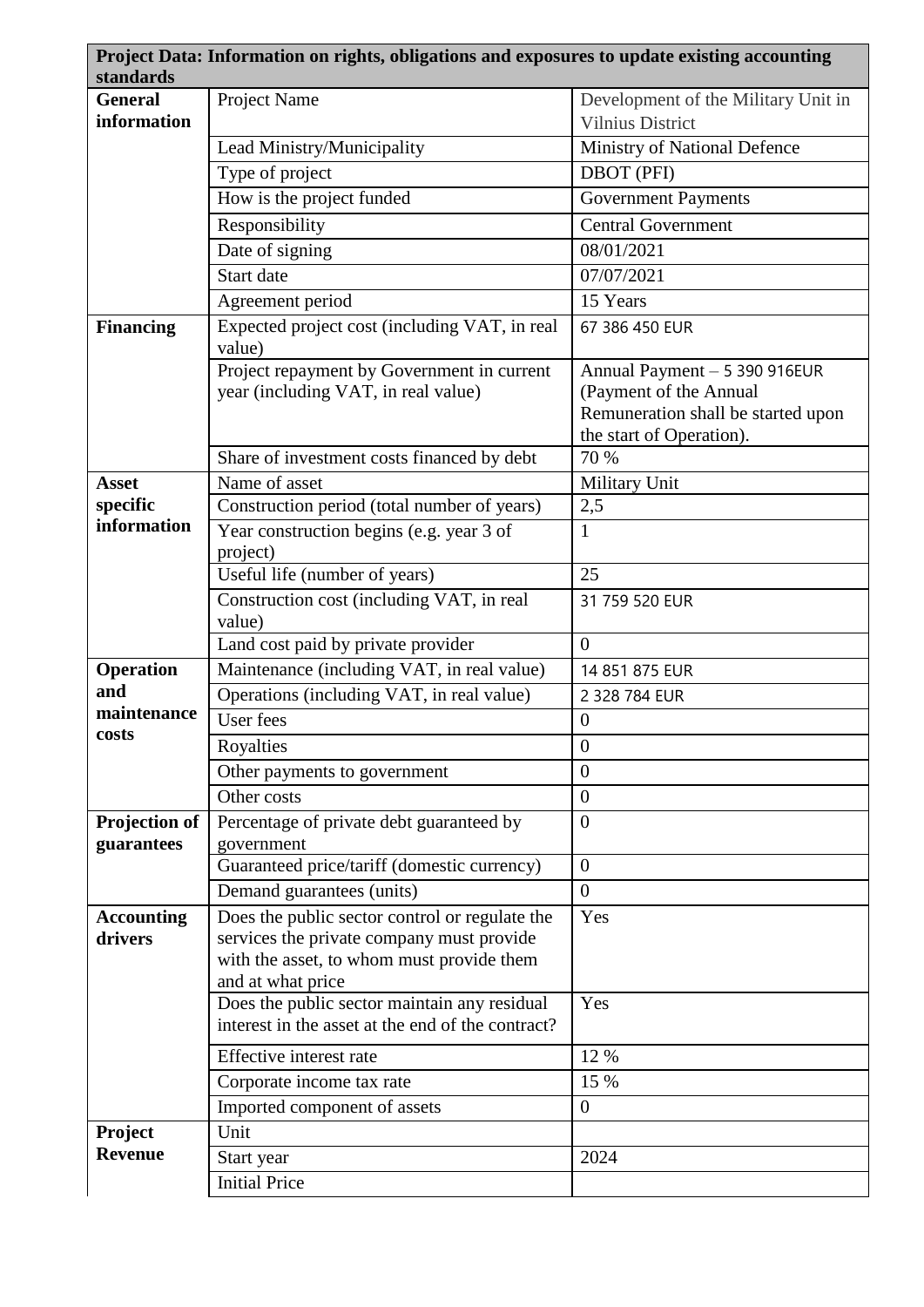| Project Data: Information on rights, obligations and exposures to update existing accounting standards | | |
|---|---|---|
| **General information** | Project Name | Development of the Military Unit in Vilnius District |
| | Lead Ministry/Municipality | Ministry of National Defence |
| | Type of project | DBOT (PFI) |
| | How is the project funded | Government Payments |
| | Responsibility | Central Government |
| | Date of signing | 08/01/2021 |
| | Start date | 07/07/2021 |
| | Agreement period | 15 Years |
| **Financing** | Expected project cost (including VAT, in real value) | 67 386 450 EUR |
| | Project repayment by Government in current year (including VAT, in real value) | Annual Payment – 5 390 916EUR (Payment of the Annual Remuneration shall be started upon the start of Operation). |
| | Share of investment costs financed by debt | 70 % |
| **Asset specific information** | Name of asset | Military Unit |
| | Construction period (total number of years) | 2,5 |
| | Year construction begins (e.g. year 3 of project) | 1 |
| | Useful life (number of years) | 25 |
| | Construction cost (including VAT, in real value) | 31 759 520 EUR |
| | Land cost paid by private provider | 0 |
| **Operation and maintenance costs** | Maintenance (including VAT, in real value) | 14 851 875 EUR |
| | Operations (including VAT, in real value) | 2 328 784 EUR |
| | User fees | 0 |
| | Royalties | 0 |
| | Other payments to government | 0 |
| | Other costs | 0 |
| **Projection of guarantees** | Percentage of private debt guaranteed by government | 0 |
| | Guaranteed price/tariff (domestic currency) | 0 |
| | Demand guarantees (units) | 0 |
| **Accounting drivers** | Does the public sector control or regulate the services the private company must provide with the asset, to whom must provide them and at what price | Yes |
| | Does the public sector maintain any residual interest in the asset at the end of the contract? | Yes |
| | Effective interest rate | 12 % |
| | Corporate income tax rate | 15 % |
| | Imported component of assets | 0 |
| **Project Revenue** | Unit | |
| | Start year | 2024 |
| | Initial Price | |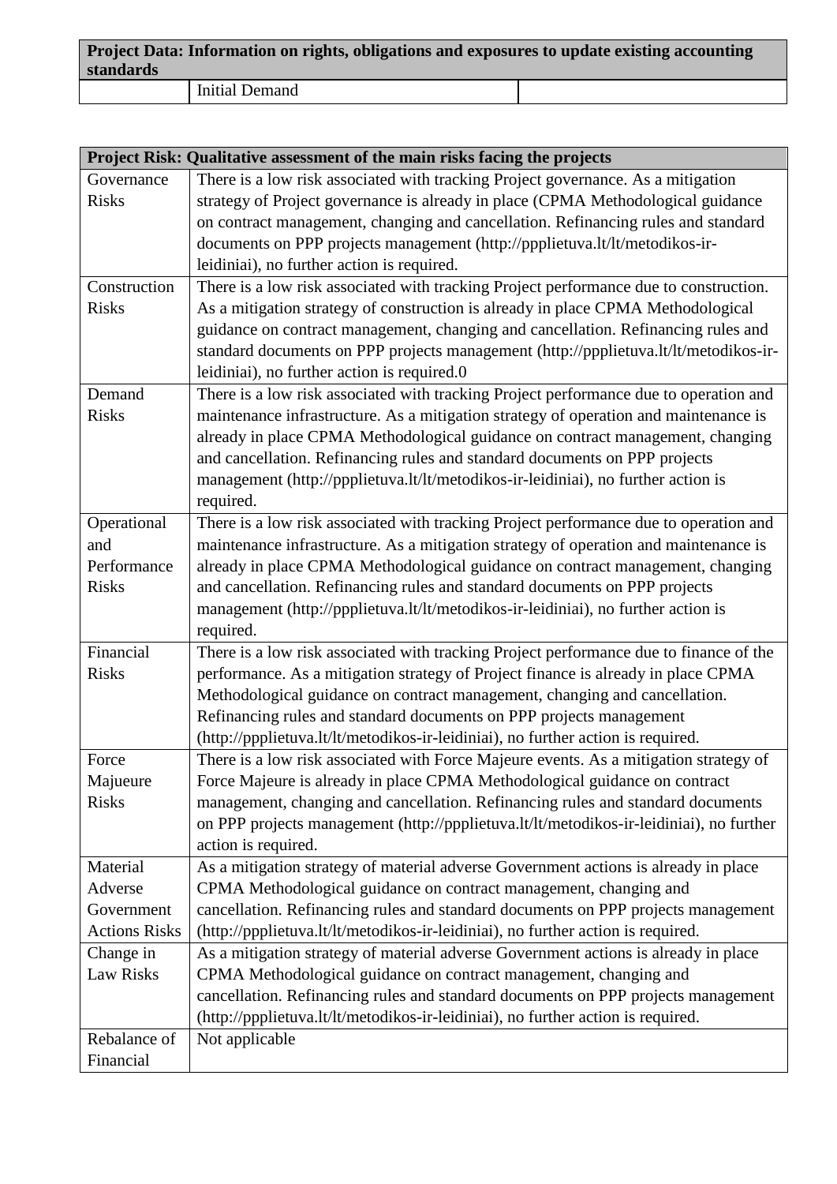| Project Data: Information on rights, obligations and exposures to update existing accounting standards | | |
|---|---|---|
| | Initial Demand | |

| Project Risk: Qualitative assessment of the main risks facing the projects | |
|---|---|
| Governance Risks | There is a low risk associated with tracking Project governance. As a mitigation strategy of Project governance is already in place (CPMA Methodological guidance on contract management, changing and cancellation. Refinancing rules and standard documents on PPP projects management (http://ppplietuva.lt/lt/metodikos-ir-leidiniai), no further action is required. |
| Construction Risks | There is a low risk associated with tracking Project performance due to construction. As a mitigation strategy of construction is already in place CPMA Methodological guidance on contract management, changing and cancellation. Refinancing rules and standard documents on PPP projects management (http://ppplietuva.lt/lt/metodikos-ir-leidiniai), no further action is required.0 |
| Demand Risks | There is a low risk associated with tracking Project performance due to operation and maintenance infrastructure. As a mitigation strategy of operation and maintenance is already in place CPMA Methodological guidance on contract management, changing and cancellation. Refinancing rules and standard documents on PPP projects management (http://ppplietuva.lt/lt/metodikos-ir-leidiniai), no further action is required. |
| Operational and Performance Risks | There is a low risk associated with tracking Project performance due to operation and maintenance infrastructure. As a mitigation strategy of operation and maintenance is already in place CPMA Methodological guidance on contract management, changing and cancellation. Refinancing rules and standard documents on PPP projects management (http://ppplietuva.lt/lt/metodikos-ir-leidiniai), no further action is required. |
| Financial Risks | There is a low risk associated with tracking Project performance due to finance of the performance. As a mitigation strategy of Project finance is already in place CPMA Methodological guidance on contract management, changing and cancellation. Refinancing rules and standard documents on PPP projects management (http://ppplietuva.lt/lt/metodikos-ir-leidiniai), no further action is required. |
| Force Majueure Risks | There is a low risk associated with Force Majeure events. As a mitigation strategy of Force Majeure is already in place CPMA Methodological guidance on contract management, changing and cancellation. Refinancing rules and standard documents on PPP projects management (http://ppplietuva.lt/lt/metodikos-ir-leidiniai), no further action is required. |
| Material Adverse Government Actions Risks | As a mitigation strategy of material adverse Government actions is already in place CPMA Methodological guidance on contract management, changing and cancellation. Refinancing rules and standard documents on PPP projects management (http://ppplietuva.lt/lt/metodikos-ir-leidiniai), no further action is required. |
| Change in Law Risks | As a mitigation strategy of material adverse Government actions is already in place CPMA Methodological guidance on contract management, changing and cancellation. Refinancing rules and standard documents on PPP projects management (http://ppplietuva.lt/lt/metodikos-ir-leidiniai), no further action is required. |
| Rebalance of Financial | Not applicable |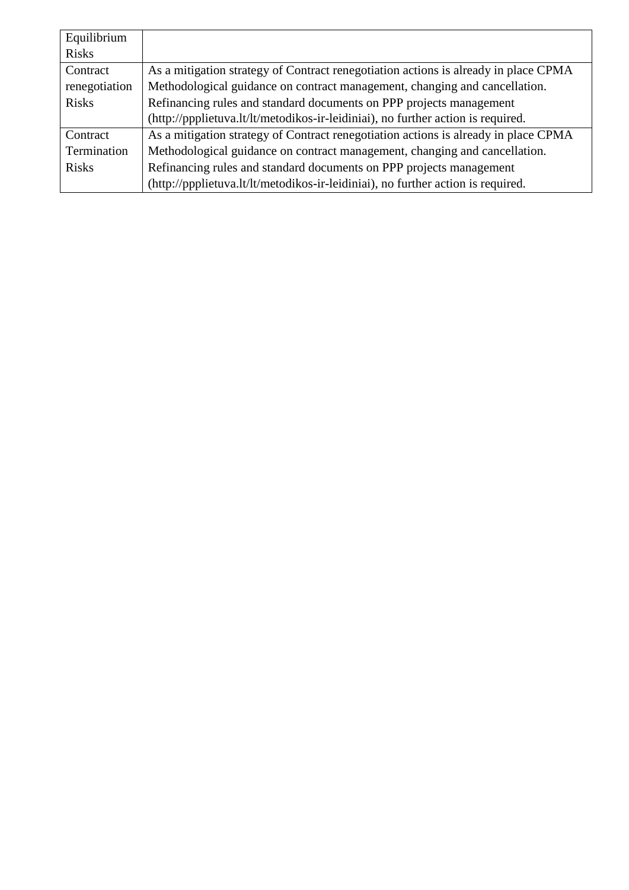| | |
|---|---|
| Equilibrium Risks | |
| Contract renegotiation Risks | As a mitigation strategy of Contract renegotiation actions is already in place CPMA Methodological guidance on contract management, changing and cancellation. Refinancing rules and standard documents on PPP projects management (http://ppplietuva.lt/lt/metodikos-ir-leidiniai), no further action is required. |
| Contract Termination Risks | As a mitigation strategy of Contract renegotiation actions is already in place CPMA Methodological guidance on contract management, changing and cancellation. Refinancing rules and standard documents on PPP projects management (http://ppplietuva.lt/lt/metodikos-ir-leidiniai), no further action is required. |